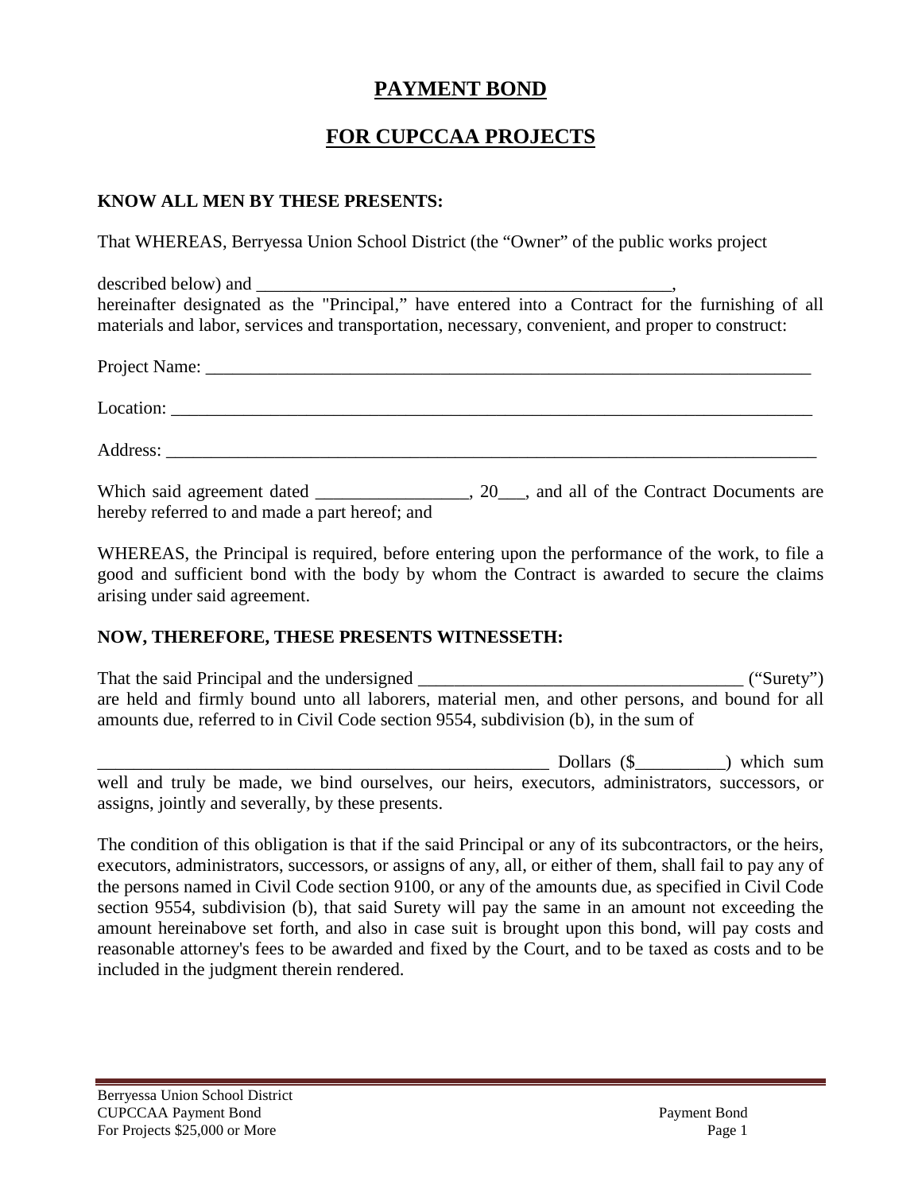# PAYMENT BOND

# FOR CUPCCAA PROJECTS

**KNOW ALL MEN BY THESE PRESENTS:**

That WHEREAS, Berryessa Union School District (the "Owner" of the public works project

described below) and _______________________________________________,
hereinafter designated as the "Principal," have entered into a Contract for the furnishing of all materials and labor, services and transportation, necessary, convenient, and proper to construct:

Project Name: ______________________________________________________________________

Location: __________________________________________________________________________

Address: ___________________________________________________________________________

Which said agreement dated _________________, 20___, and all of the Contract Documents are hereby referred to and made a part hereof; and

WHEREAS, the Principal is required, before entering upon the performance of the work, to file a good and sufficient bond with the body by whom the Contract is awarded to secure the claims arising under said agreement.

**NOW, THEREFORE, THESE PRESENTS WITNESSETH:**

That the said Principal and the undersigned ____________________________________ ("Surety") are held and firmly bound unto all laborers, material men, and other persons, and bound for all amounts due, referred to in Civil Code section 9554, subdivision (b), in the sum of

____________________________________________________ Dollars ($__________) which sum well and truly be made, we bind ourselves, our heirs, executors, administrators, successors, or assigns, jointly and severally, by these presents.

The condition of this obligation is that if the said Principal or any of its subcontractors, or the heirs, executors, administrators, successors, or assigns of any, all, or either of them, shall fail to pay any of the persons named in Civil Code section 9100, or any of the amounts due, as specified in Civil Code section 9554, subdivision (b), that said Surety will pay the same in an amount not exceeding the amount hereinabove set forth, and also in case suit is brought upon this bond, will pay costs and reasonable attorney's fees to be awarded and fixed by the Court, and to be taxed as costs and to be included in the judgment therein rendered.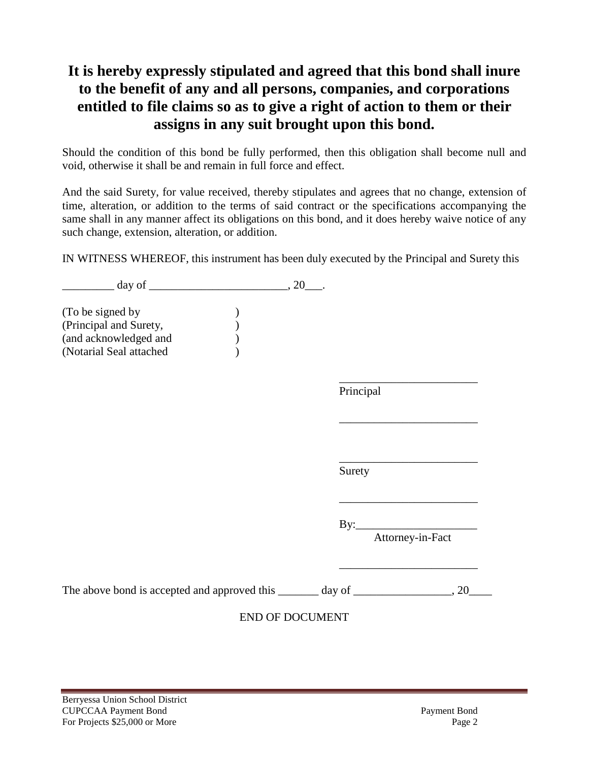**It is hereby expressly stipulated and agreed that this bond shall inure to the benefit of any and all persons, companies, and corporations entitled to file claims so as to give a right of action to them or their assigns in any suit brought upon this bond.**

Should the condition of this bond be fully performed, then this obligation shall become null and void, otherwise it shall be and remain in full force and effect.

And the said Surety, for value received, thereby stipulates and agrees that no change, extension of time, alteration, or addition to the terms of said contract or the specifications accompanying the same shall in any manner affect its obligations on this bond, and it does hereby waive notice of any such change, extension, alteration, or addition.

IN WITNESS WHEREOF, this instrument has been duly executed by the Principal and Surety this

_________ day of ________________________, 20___.

(To be signed by )
(Principal and Surety, )
(and acknowledged and )
(Notarial Seal attached )

________________________
Principal

________________________

________________________
Surety

________________________

By:_____________________
Attorney-in-Fact

________________________

The above bond is accepted and approved this _______ day of _________________, 20____

END OF DOCUMENT